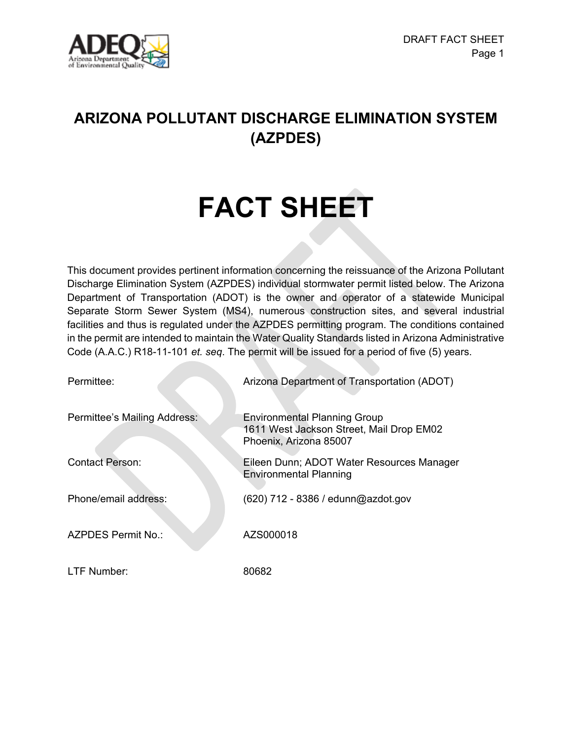# ARIZONA POLLUTANT DISCHARGE ELIMINATION SYSTEM (AZPDES)

# FACT SHEET

This document provides pertinent information concerning the reissuance of the Arizona Pollutant Discharge Elimination System (AZPDES) individual stormwater permit listed below. The Arizona Department of Transportation (ADOT) is the owner and operator of a statewide Municipal Separate Storm Sewer System (MS4), numerous construction sites, and several industrial facilities and thus is regulated under the AZPDES permitting program. The conditions contained in the permit are intended to maintain the Water Quality Standards listed in Arizona Administrative Code (A.A.C.) R18-11-101 *et. seq*. The permit will be issued for a period of five (5) years.

| | |
|---|---|
| Permittee: | Arizona Department of Transportation (ADOT) |
| Permittee's Mailing Address: | Environmental Planning Group<br>1611 West Jackson Street, Mail Drop EM02<br>Phoenix, Arizona 85007 |
| Contact Person: | Eileen Dunn; ADOT Water Resources Manager<br>Environmental Planning |
| Phone/email address: | (620) 712 - 8386 / edunn@azdot.gov |
| AZPDES Permit No.: | AZS000018 |
| LTF Number: | 80682 |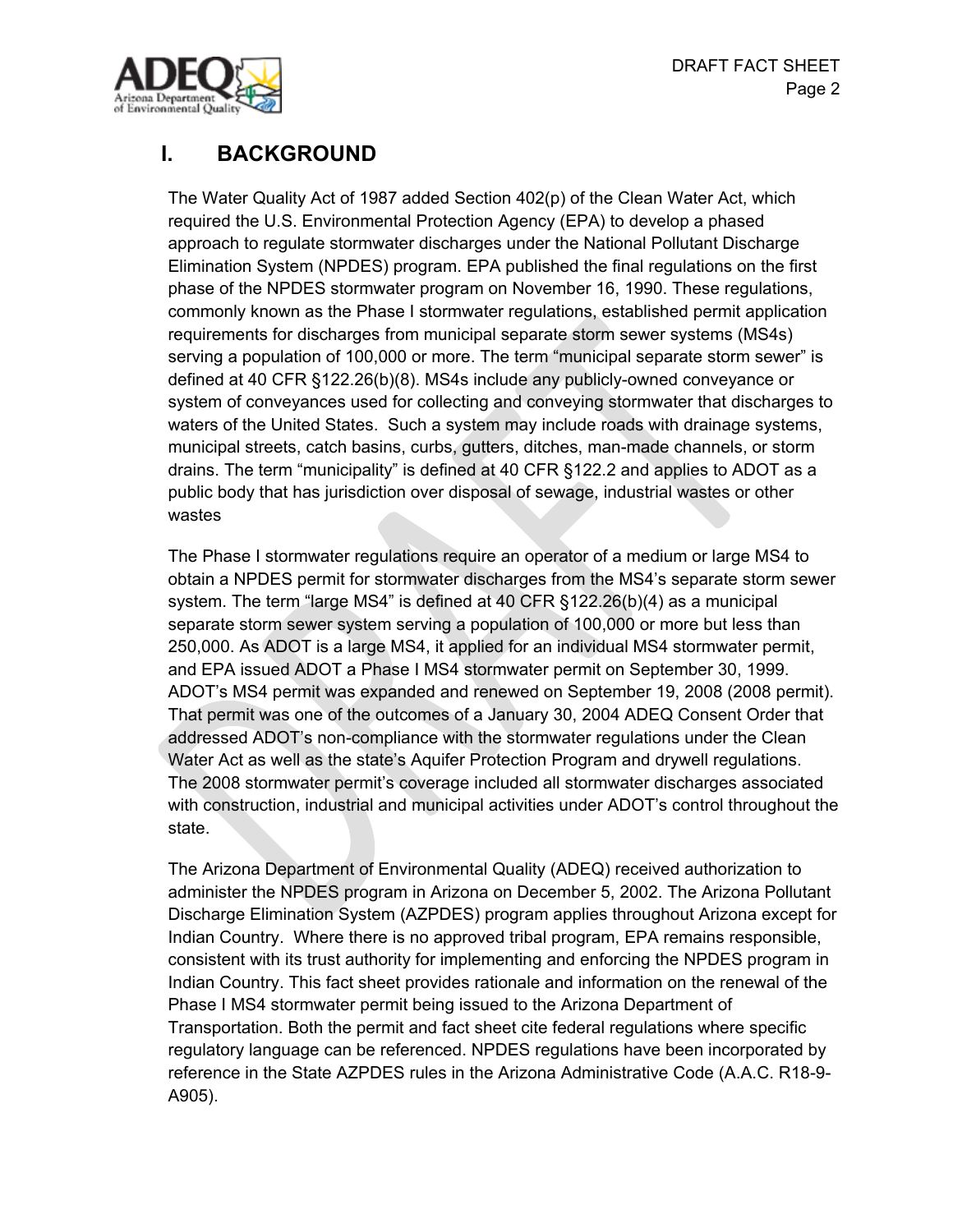# I. BACKGROUND

The Water Quality Act of 1987 added Section 402(p) of the Clean Water Act, which required the U.S. Environmental Protection Agency (EPA) to develop a phased approach to regulate stormwater discharges under the National Pollutant Discharge Elimination System (NPDES) program. EPA published the final regulations on the first phase of the NPDES stormwater program on November 16, 1990. These regulations, commonly known as the Phase I stormwater regulations, established permit application requirements for discharges from municipal separate storm sewer systems (MS4s) serving a population of 100,000 or more. The term "municipal separate storm sewer" is defined at 40 CFR §122.26(b)(8). MS4s include any publicly-owned conveyance or system of conveyances used for collecting and conveying stormwater that discharges to waters of the United States. Such a system may include roads with drainage systems, municipal streets, catch basins, curbs, gutters, ditches, man-made channels, or storm drains. The term "municipality" is defined at 40 CFR §122.2 and applies to ADOT as a public body that has jurisdiction over disposal of sewage, industrial wastes or other wastes

The Phase I stormwater regulations require an operator of a medium or large MS4 to obtain a NPDES permit for stormwater discharges from the MS4's separate storm sewer system. The term "large MS4" is defined at 40 CFR §122.26(b)(4) as a municipal separate storm sewer system serving a population of 100,000 or more but less than 250,000. As ADOT is a large MS4, it applied for an individual MS4 stormwater permit, and EPA issued ADOT a Phase I MS4 stormwater permit on September 30, 1999. ADOT's MS4 permit was expanded and renewed on September 19, 2008 (2008 permit). That permit was one of the outcomes of a January 30, 2004 ADEQ Consent Order that addressed ADOT's non-compliance with the stormwater regulations under the Clean Water Act as well as the state's Aquifer Protection Program and drywell regulations. The 2008 stormwater permit's coverage included all stormwater discharges associated with construction, industrial and municipal activities under ADOT's control throughout the state.

The Arizona Department of Environmental Quality (ADEQ) received authorization to administer the NPDES program in Arizona on December 5, 2002. The Arizona Pollutant Discharge Elimination System (AZPDES) program applies throughout Arizona except for Indian Country. Where there is no approved tribal program, EPA remains responsible, consistent with its trust authority for implementing and enforcing the NPDES program in Indian Country. This fact sheet provides rationale and information on the renewal of the Phase I MS4 stormwater permit being issued to the Arizona Department of Transportation. Both the permit and fact sheet cite federal regulations where specific regulatory language can be referenced. NPDES regulations have been incorporated by reference in the State AZPDES rules in the Arizona Administrative Code (A.A.C. R18-9-A905).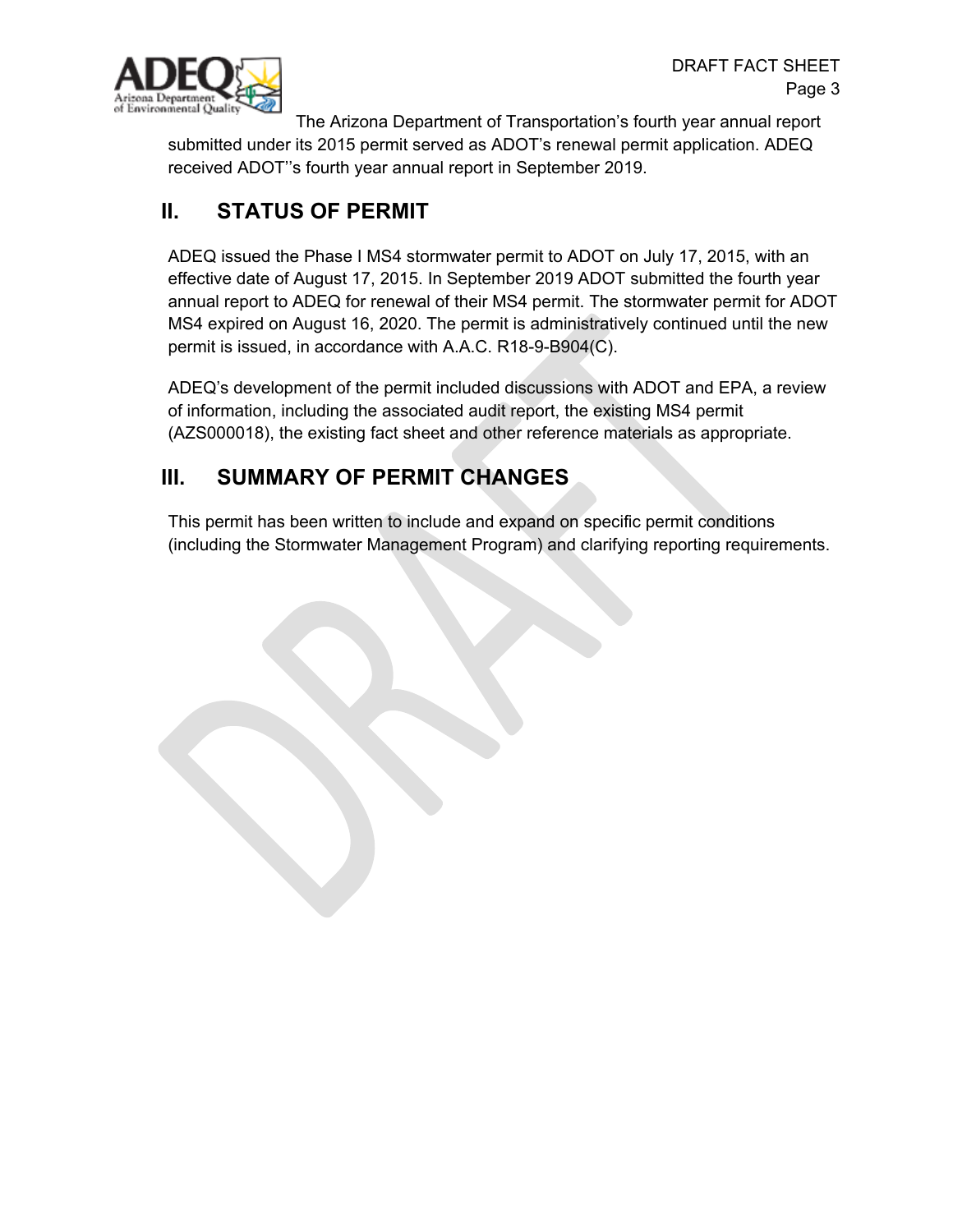The Arizona Department of Transportation's fourth year annual report submitted under its 2015 permit served as ADOT's renewal permit application. ADEQ received ADOT''s fourth year annual report in September 2019.

## II. STATUS OF PERMIT

ADEQ issued the Phase I MS4 stormwater permit to ADOT on July 17, 2015, with an effective date of August 17, 2015. In September 2019 ADOT submitted the fourth year annual report to ADEQ for renewal of their MS4 permit. The stormwater permit for ADOT MS4 expired on August 16, 2020. The permit is administratively continued until the new permit is issued, in accordance with A.A.C. R18-9-B904(C).

ADEQ's development of the permit included discussions with ADOT and EPA, a review of information, including the associated audit report, the existing MS4 permit (AZS000018), the existing fact sheet and other reference materials as appropriate.

## III. SUMMARY OF PERMIT CHANGES

This permit has been written to include and expand on specific permit conditions (including the Stormwater Management Program) and clarifying reporting requirements.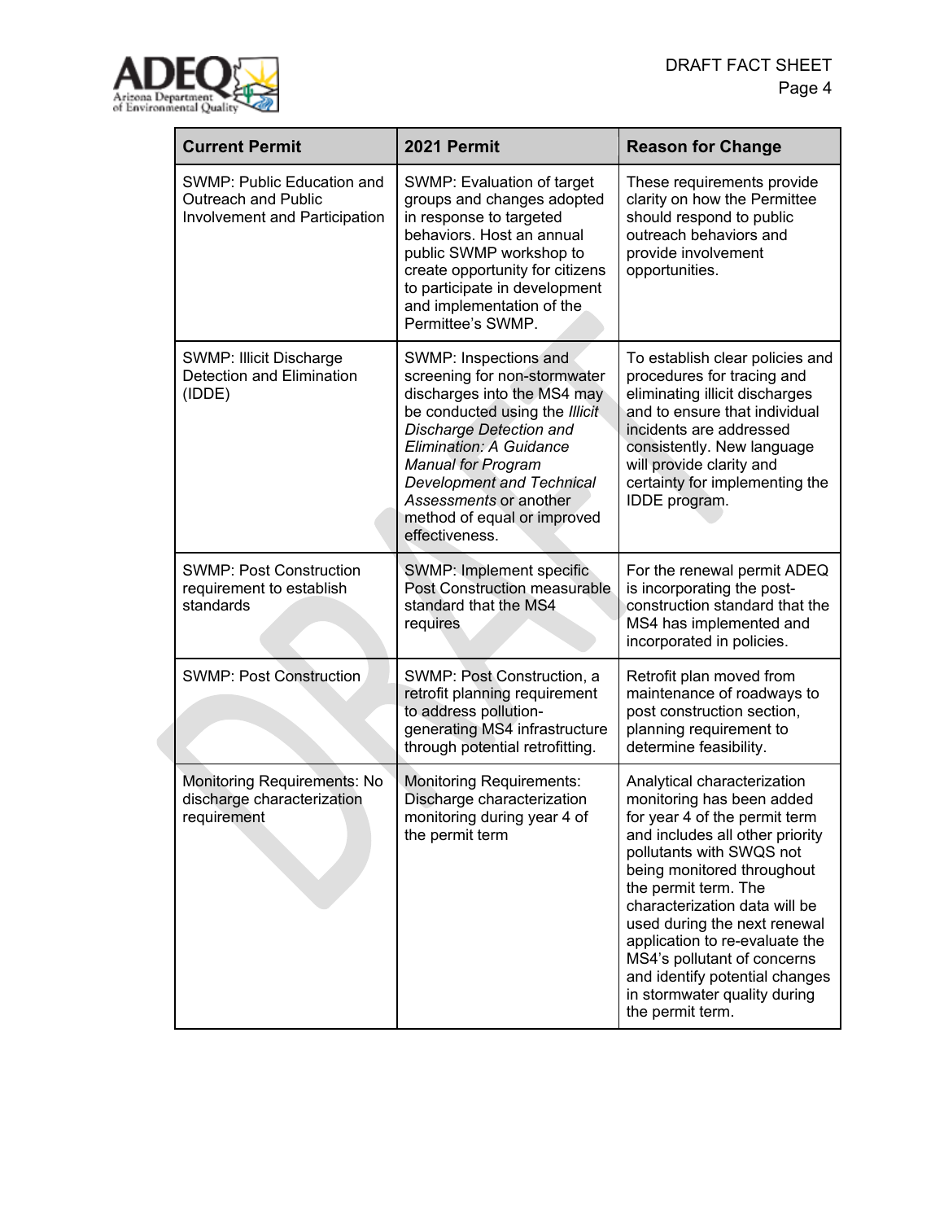| Current Permit | 2021 Permit | Reason for Change |
|---|---|---|
| SWMP: Public Education and Outreach and Public Involvement and Participation | SWMP: Evaluation of target groups and changes adopted in response to targeted behaviors. Host an annual public SWMP workshop to create opportunity for citizens to participate in development and implementation of the Permittee's SWMP. | These requirements provide clarity on how the Permittee should respond to public outreach behaviors and provide involvement opportunities. |
| SWMP: Illicit Discharge Detection and Elimination (IDDE) | SWMP: Inspections and screening for non-stormwater discharges into the MS4 may be conducted using the *Illicit Discharge Detection and Elimination: A Guidance Manual for Program Development and Technical Assessments* or another method of equal or improved effectiveness. | To establish clear policies and procedures for tracing and eliminating illicit discharges and to ensure that individual incidents are addressed consistently. New language will provide clarity and certainty for implementing the IDDE program. |
| SWMP: Post Construction requirement to establish standards | SWMP: Implement specific Post Construction measurable standard that the MS4 requires | For the renewal permit ADEQ is incorporating the post-construction standard that the MS4 has implemented and incorporated in policies. |
| SWMP: Post Construction | SWMP: Post Construction, a retrofit planning requirement to address pollution-generating MS4 infrastructure through potential retrofitting. | Retrofit plan moved from maintenance of roadways to post construction section, planning requirement to determine feasibility. |
| Monitoring Requirements: No discharge characterization requirement | Monitoring Requirements: Discharge characterization monitoring during year 4 of the permit term | Analytical characterization monitoring has been added for year 4 of the permit term and includes all other priority pollutants with SWQS not being monitored throughout the permit term. The characterization data will be used during the next renewal application to re-evaluate the MS4's pollutant of concerns and identify potential changes in stormwater quality during the permit term. |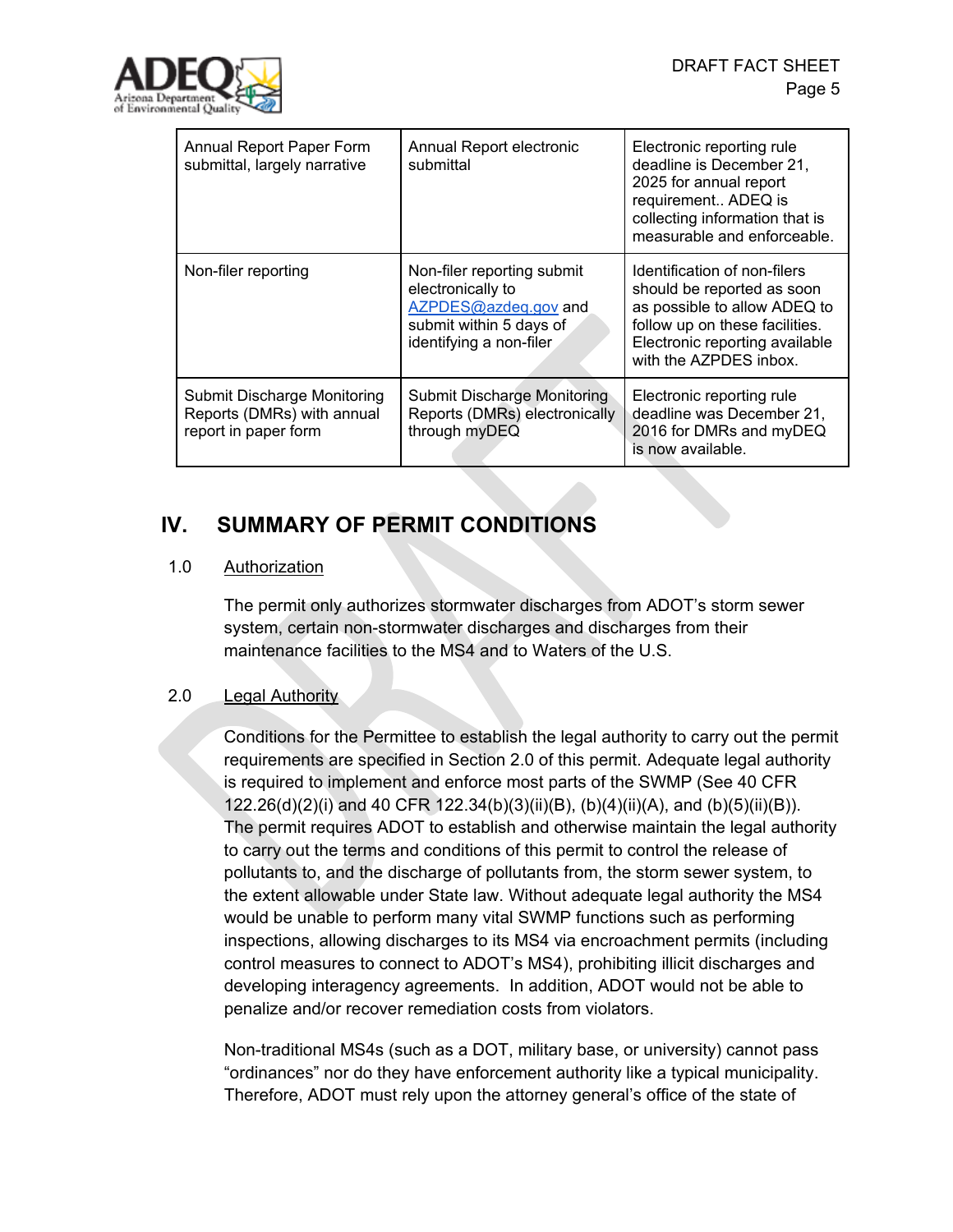| | | |
|---|---|---|
| Annual Report Paper Form submittal, largely narrative | Annual Report electronic submittal | Electronic reporting rule deadline is December 21, 2025 for annual report requirement.. ADEQ is collecting information that is measurable and enforceable. |
| Non-filer reporting | Non-filer reporting submit electronically to AZPDES@azdeq.gov and submit within 5 days of identifying a non-filer | Identification of non-filers should be reported as soon as possible to allow ADEQ to follow up on these facilities. Electronic reporting available with the AZPDES inbox. |
| Submit Discharge Monitoring Reports (DMRs) with annual report in paper form | Submit Discharge Monitoring Reports (DMRs) electronically through myDEQ | Electronic reporting rule deadline was December 21, 2016 for DMRs and myDEQ is now available. |

# IV. SUMMARY OF PERMIT CONDITIONS

## 1.0 Authorization

The permit only authorizes stormwater discharges from ADOT's storm sewer system, certain non-stormwater discharges and discharges from their maintenance facilities to the MS4 and to Waters of the U.S.

## 2.0 Legal Authority

Conditions for the Permittee to establish the legal authority to carry out the permit requirements are specified in Section 2.0 of this permit. Adequate legal authority is required to implement and enforce most parts of the SWMP (See 40 CFR 122.26(d)(2)(i) and 40 CFR 122.34(b)(3)(ii)(B), (b)(4)(ii)(A), and (b)(5)(ii)(B)). The permit requires ADOT to establish and otherwise maintain the legal authority to carry out the terms and conditions of this permit to control the release of pollutants to, and the discharge of pollutants from, the storm sewer system, to the extent allowable under State law. Without adequate legal authority the MS4 would be unable to perform many vital SWMP functions such as performing inspections, allowing discharges to its MS4 via encroachment permits (including control measures to connect to ADOT's MS4), prohibiting illicit discharges and developing interagency agreements. In addition, ADOT would not be able to penalize and/or recover remediation costs from violators.

Non-traditional MS4s (such as a DOT, military base, or university) cannot pass "ordinances" nor do they have enforcement authority like a typical municipality. Therefore, ADOT must rely upon the attorney general's office of the state of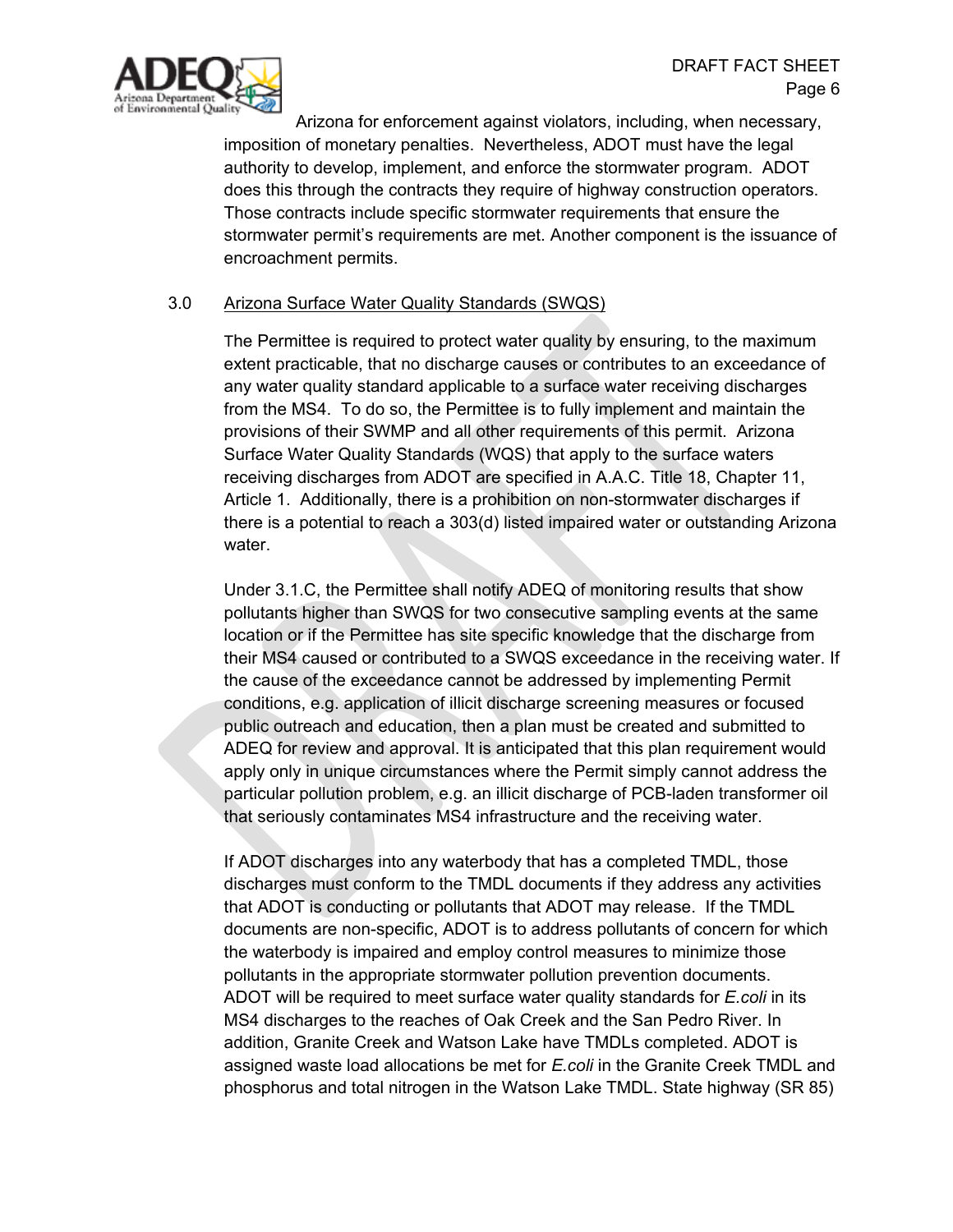Arizona for enforcement against violators, including, when necessary, imposition of monetary penalties. Nevertheless, ADOT must have the legal authority to develop, implement, and enforce the stormwater program. ADOT does this through the contracts they require of highway construction operators. Those contracts include specific stormwater requirements that ensure the stormwater permit's requirements are met. Another component is the issuance of encroachment permits.

## 3.0 Arizona Surface Water Quality Standards (SWQS)

The Permittee is required to protect water quality by ensuring, to the maximum extent practicable, that no discharge causes or contributes to an exceedance of any water quality standard applicable to a surface water receiving discharges from the MS4. To do so, the Permittee is to fully implement and maintain the provisions of their SWMP and all other requirements of this permit. Arizona Surface Water Quality Standards (WQS) that apply to the surface waters receiving discharges from ADOT are specified in A.A.C. Title 18, Chapter 11, Article 1. Additionally, there is a prohibition on non-stormwater discharges if there is a potential to reach a 303(d) listed impaired water or outstanding Arizona water.

Under 3.1.C, the Permittee shall notify ADEQ of monitoring results that show pollutants higher than SWQS for two consecutive sampling events at the same location or if the Permittee has site specific knowledge that the discharge from their MS4 caused or contributed to a SWQS exceedance in the receiving water. If the cause of the exceedance cannot be addressed by implementing Permit conditions, e.g. application of illicit discharge screening measures or focused public outreach and education, then a plan must be created and submitted to ADEQ for review and approval. It is anticipated that this plan requirement would apply only in unique circumstances where the Permit simply cannot address the particular pollution problem, e.g. an illicit discharge of PCB-laden transformer oil that seriously contaminates MS4 infrastructure and the receiving water.

If ADOT discharges into any waterbody that has a completed TMDL, those discharges must conform to the TMDL documents if they address any activities that ADOT is conducting or pollutants that ADOT may release. If the TMDL documents are non-specific, ADOT is to address pollutants of concern for which the waterbody is impaired and employ control measures to minimize those pollutants in the appropriate stormwater pollution prevention documents. ADOT will be required to meet surface water quality standards for *E.coli* in its MS4 discharges to the reaches of Oak Creek and the San Pedro River. In addition, Granite Creek and Watson Lake have TMDLs completed. ADOT is assigned waste load allocations be met for *E.coli* in the Granite Creek TMDL and phosphorus and total nitrogen in the Watson Lake TMDL. State highway (SR 85)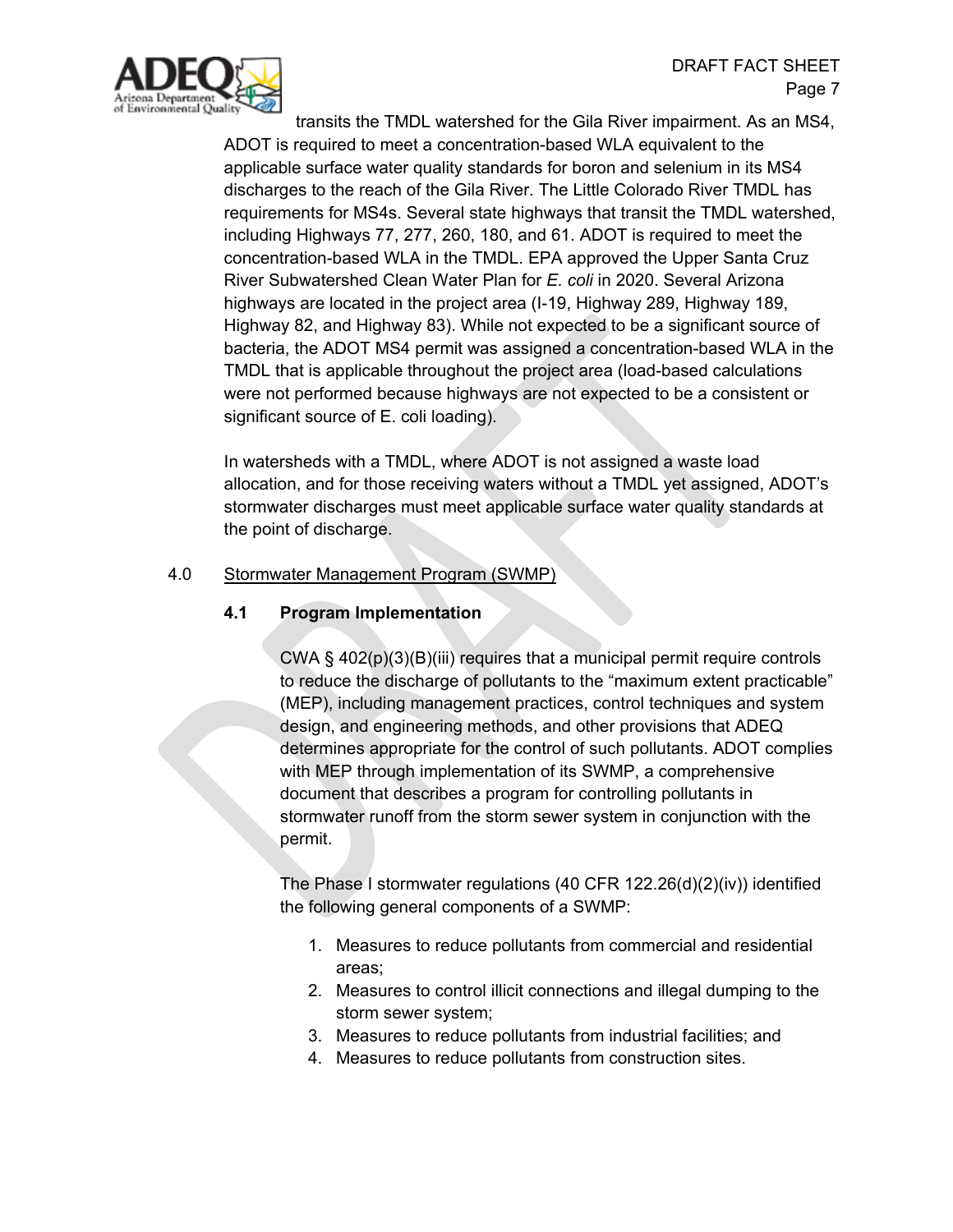transits the TMDL watershed for the Gila River impairment. As an MS4, ADOT is required to meet a concentration-based WLA equivalent to the applicable surface water quality standards for boron and selenium in its MS4 discharges to the reach of the Gila River. The Little Colorado River TMDL has requirements for MS4s. Several state highways that transit the TMDL watershed, including Highways 77, 277, 260, 180, and 61. ADOT is required to meet the concentration-based WLA in the TMDL. EPA approved the Upper Santa Cruz River Subwatershed Clean Water Plan for *E. coli* in 2020. Several Arizona highways are located in the project area (I-19, Highway 289, Highway 189, Highway 82, and Highway 83). While not expected to be a significant source of bacteria, the ADOT MS4 permit was assigned a concentration-based WLA in the TMDL that is applicable throughout the project area (load-based calculations were not performed because highways are not expected to be a consistent or significant source of E. coli loading).

In watersheds with a TMDL, where ADOT is not assigned a waste load allocation, and for those receiving waters without a TMDL yet assigned, ADOT's stormwater discharges must meet applicable surface water quality standards at the point of discharge.

## 4.0 Stormwater Management Program (SWMP)

### 4.1 Program Implementation

CWA § 402(p)(3)(B)(iii) requires that a municipal permit require controls to reduce the discharge of pollutants to the "maximum extent practicable" (MEP), including management practices, control techniques and system design, and engineering methods, and other provisions that ADEQ determines appropriate for the control of such pollutants. ADOT complies with MEP through implementation of its SWMP, a comprehensive document that describes a program for controlling pollutants in stormwater runoff from the storm sewer system in conjunction with the permit.

The Phase I stormwater regulations (40 CFR 122.26(d)(2)(iv)) identified the following general components of a SWMP:

1. Measures to reduce pollutants from commercial and residential areas;
2. Measures to control illicit connections and illegal dumping to the storm sewer system;
3. Measures to reduce pollutants from industrial facilities; and
4. Measures to reduce pollutants from construction sites.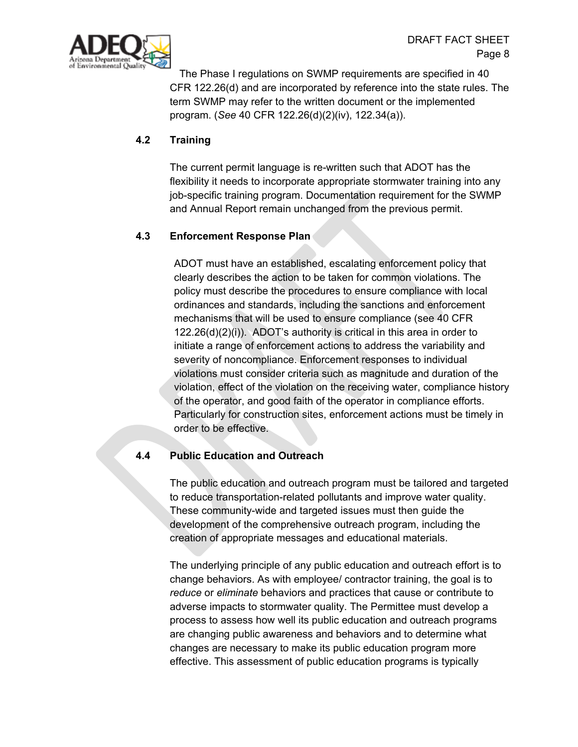The Phase I regulations on SWMP requirements are specified in 40 CFR 122.26(d) and are incorporated by reference into the state rules. The term SWMP may refer to the written document or the implemented program. (*See* 40 CFR 122.26(d)(2)(iv), 122.34(a)).

### 4.2 Training

The current permit language is re-written such that ADOT has the flexibility it needs to incorporate appropriate stormwater training into any job-specific training program. Documentation requirement for the SWMP and Annual Report remain unchanged from the previous permit.

### 4.3 Enforcement Response Plan

ADOT must have an established, escalating enforcement policy that clearly describes the action to be taken for common violations. The policy must describe the procedures to ensure compliance with local ordinances and standards, including the sanctions and enforcement mechanisms that will be used to ensure compliance (see 40 CFR 122.26(d)(2)(i)). ADOT's authority is critical in this area in order to initiate a range of enforcement actions to address the variability and severity of noncompliance. Enforcement responses to individual violations must consider criteria such as magnitude and duration of the violation, effect of the violation on the receiving water, compliance history of the operator, and good faith of the operator in compliance efforts. Particularly for construction sites, enforcement actions must be timely in order to be effective.

### 4.4 Public Education and Outreach

The public education and outreach program must be tailored and targeted to reduce transportation-related pollutants and improve water quality. These community-wide and targeted issues must then guide the development of the comprehensive outreach program, including the creation of appropriate messages and educational materials.

The underlying principle of any public education and outreach effort is to change behaviors. As with employee/ contractor training, the goal is to *reduce* or *eliminate* behaviors and practices that cause or contribute to adverse impacts to stormwater quality. The Permittee must develop a process to assess how well its public education and outreach programs are changing public awareness and behaviors and to determine what changes are necessary to make its public education program more effective. This assessment of public education programs is typically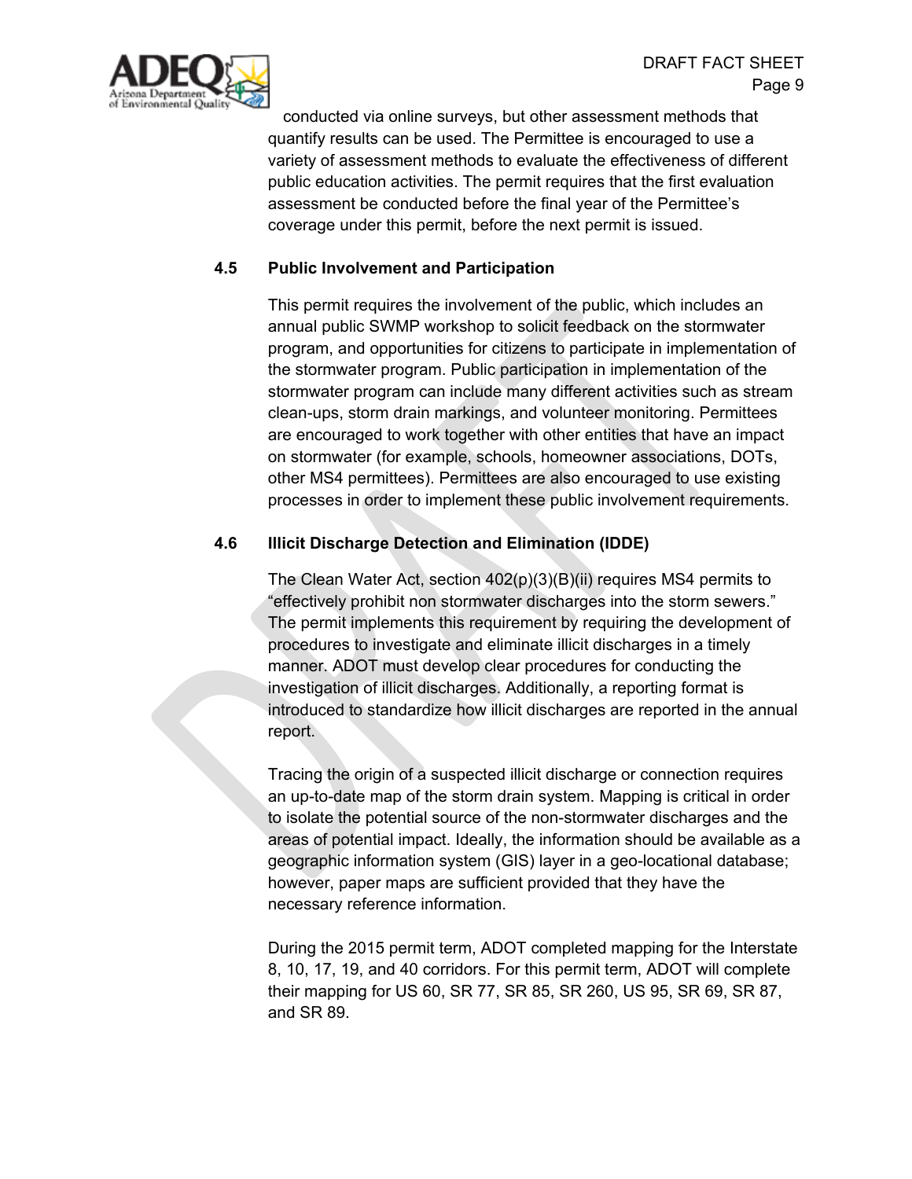conducted via online surveys, but other assessment methods that quantify results can be used. The Permittee is encouraged to use a variety of assessment methods to evaluate the effectiveness of different public education activities. The permit requires that the first evaluation assessment be conducted before the final year of the Permittee's coverage under this permit, before the next permit is issued.

### 4.5 Public Involvement and Participation

This permit requires the involvement of the public, which includes an annual public SWMP workshop to solicit feedback on the stormwater program, and opportunities for citizens to participate in implementation of the stormwater program. Public participation in implementation of the stormwater program can include many different activities such as stream clean-ups, storm drain markings, and volunteer monitoring. Permittees are encouraged to work together with other entities that have an impact on stormwater (for example, schools, homeowner associations, DOTs, other MS4 permittees). Permittees are also encouraged to use existing processes in order to implement these public involvement requirements.

### 4.6 Illicit Discharge Detection and Elimination (IDDE)

The Clean Water Act, section 402(p)(3)(B)(ii) requires MS4 permits to "effectively prohibit non stormwater discharges into the storm sewers." The permit implements this requirement by requiring the development of procedures to investigate and eliminate illicit discharges in a timely manner. ADOT must develop clear procedures for conducting the investigation of illicit discharges. Additionally, a reporting format is introduced to standardize how illicit discharges are reported in the annual report.

Tracing the origin of a suspected illicit discharge or connection requires an up-to-date map of the storm drain system. Mapping is critical in order to isolate the potential source of the non-stormwater discharges and the areas of potential impact. Ideally, the information should be available as a geographic information system (GIS) layer in a geo-locational database; however, paper maps are sufficient provided that they have the necessary reference information.

During the 2015 permit term, ADOT completed mapping for the Interstate 8, 10, 17, 19, and 40 corridors. For this permit term, ADOT will complete their mapping for US 60, SR 77, SR 85, SR 260, US 95, SR 69, SR 87, and SR 89.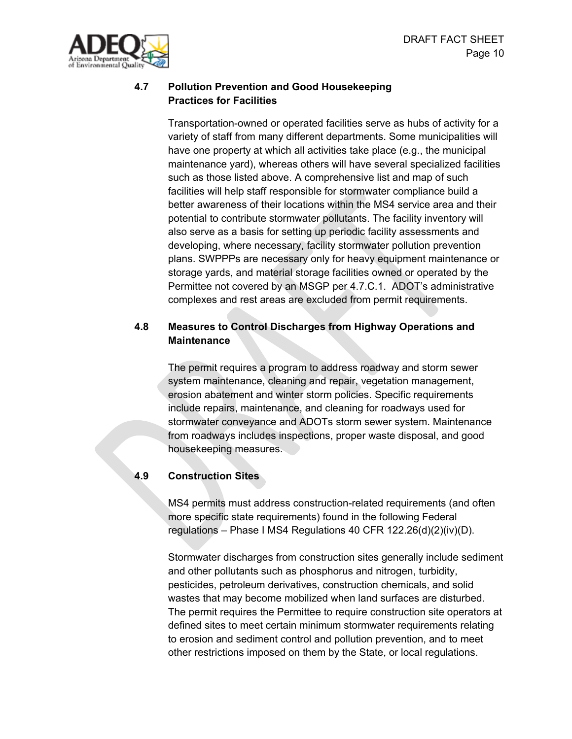### 4.7 Pollution Prevention and Good Housekeeping Practices for Facilities

Transportation-owned or operated facilities serve as hubs of activity for a variety of staff from many different departments. Some municipalities will have one property at which all activities take place (e.g., the municipal maintenance yard), whereas others will have several specialized facilities such as those listed above. A comprehensive list and map of such facilities will help staff responsible for stormwater compliance build a better awareness of their locations within the MS4 service area and their potential to contribute stormwater pollutants. The facility inventory will also serve as a basis for setting up periodic facility assessments and developing, where necessary, facility stormwater pollution prevention plans. SWPPPs are necessary only for heavy equipment maintenance or storage yards, and material storage facilities owned or operated by the Permittee not covered by an MSGP per 4.7.C.1. ADOT's administrative complexes and rest areas are excluded from permit requirements.

### 4.8 Measures to Control Discharges from Highway Operations and Maintenance

The permit requires a program to address roadway and storm sewer system maintenance, cleaning and repair, vegetation management, erosion abatement and winter storm policies. Specific requirements include repairs, maintenance, and cleaning for roadways used for stormwater conveyance and ADOTs storm sewer system. Maintenance from roadways includes inspections, proper waste disposal, and good housekeeping measures.

### 4.9 Construction Sites

MS4 permits must address construction-related requirements (and often more specific state requirements) found in the following Federal regulations – Phase I MS4 Regulations 40 CFR 122.26(d)(2)(iv)(D).

Stormwater discharges from construction sites generally include sediment and other pollutants such as phosphorus and nitrogen, turbidity, pesticides, petroleum derivatives, construction chemicals, and solid wastes that may become mobilized when land surfaces are disturbed. The permit requires the Permittee to require construction site operators at defined sites to meet certain minimum stormwater requirements relating to erosion and sediment control and pollution prevention, and to meet other restrictions imposed on them by the State, or local regulations.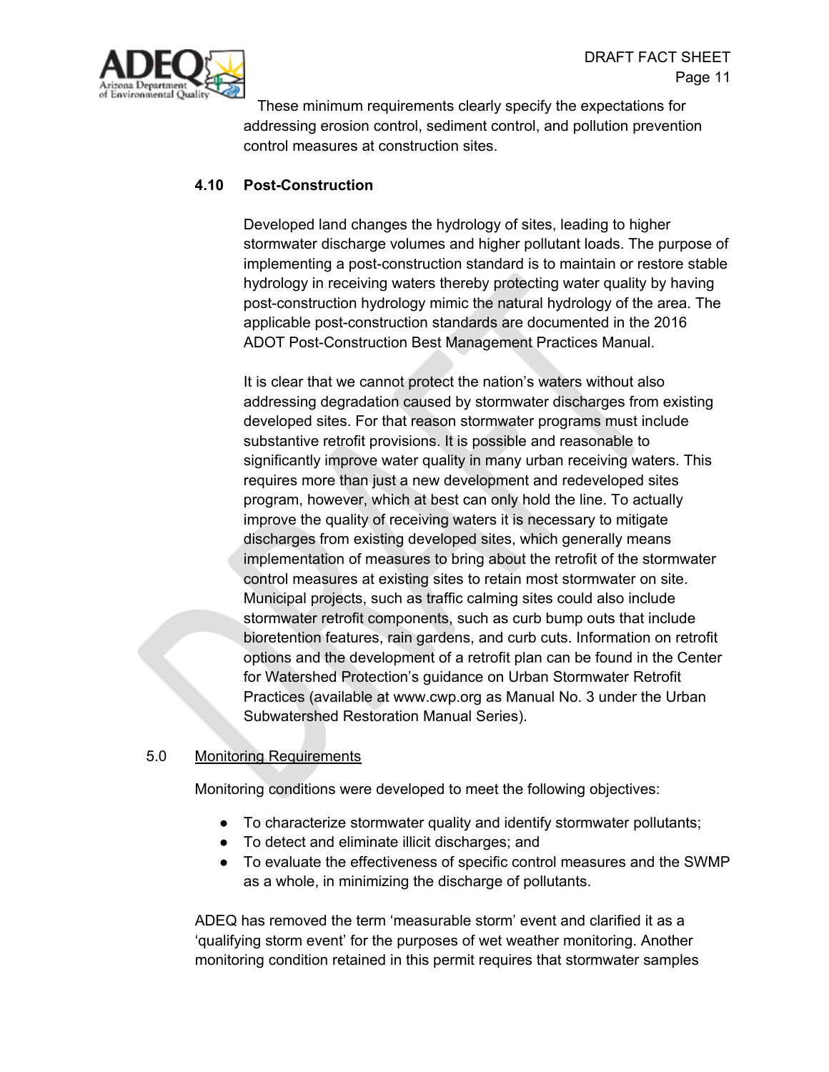These minimum requirements clearly specify the expectations for addressing erosion control, sediment control, and pollution prevention control measures at construction sites.

### 4.10 Post-Construction

Developed land changes the hydrology of sites, leading to higher stormwater discharge volumes and higher pollutant loads. The purpose of implementing a post-construction standard is to maintain or restore stable hydrology in receiving waters thereby protecting water quality by having post-construction hydrology mimic the natural hydrology of the area. The applicable post-construction standards are documented in the 2016 ADOT Post-Construction Best Management Practices Manual.

It is clear that we cannot protect the nation's waters without also addressing degradation caused by stormwater discharges from existing developed sites. For that reason stormwater programs must include substantive retrofit provisions. It is possible and reasonable to significantly improve water quality in many urban receiving waters. This requires more than just a new development and redeveloped sites program, however, which at best can only hold the line. To actually improve the quality of receiving waters it is necessary to mitigate discharges from existing developed sites, which generally means implementation of measures to bring about the retrofit of the stormwater control measures at existing sites to retain most stormwater on site. Municipal projects, such as traffic calming sites could also include stormwater retrofit components, such as curb bump outs that include bioretention features, rain gardens, and curb cuts. Information on retrofit options and the development of a retrofit plan can be found in the Center for Watershed Protection's guidance on Urban Stormwater Retrofit Practices (available at www.cwp.org as Manual No. 3 under the Urban Subwatershed Restoration Manual Series).

## 5.0 Monitoring Requirements

Monitoring conditions were developed to meet the following objectives:

- To characterize stormwater quality and identify stormwater pollutants;
- To detect and eliminate illicit discharges; and
- To evaluate the effectiveness of specific control measures and the SWMP as a whole, in minimizing the discharge of pollutants.

ADEQ has removed the term 'measurable storm' event and clarified it as a 'qualifying storm event' for the purposes of wet weather monitoring. Another monitoring condition retained in this permit requires that stormwater samples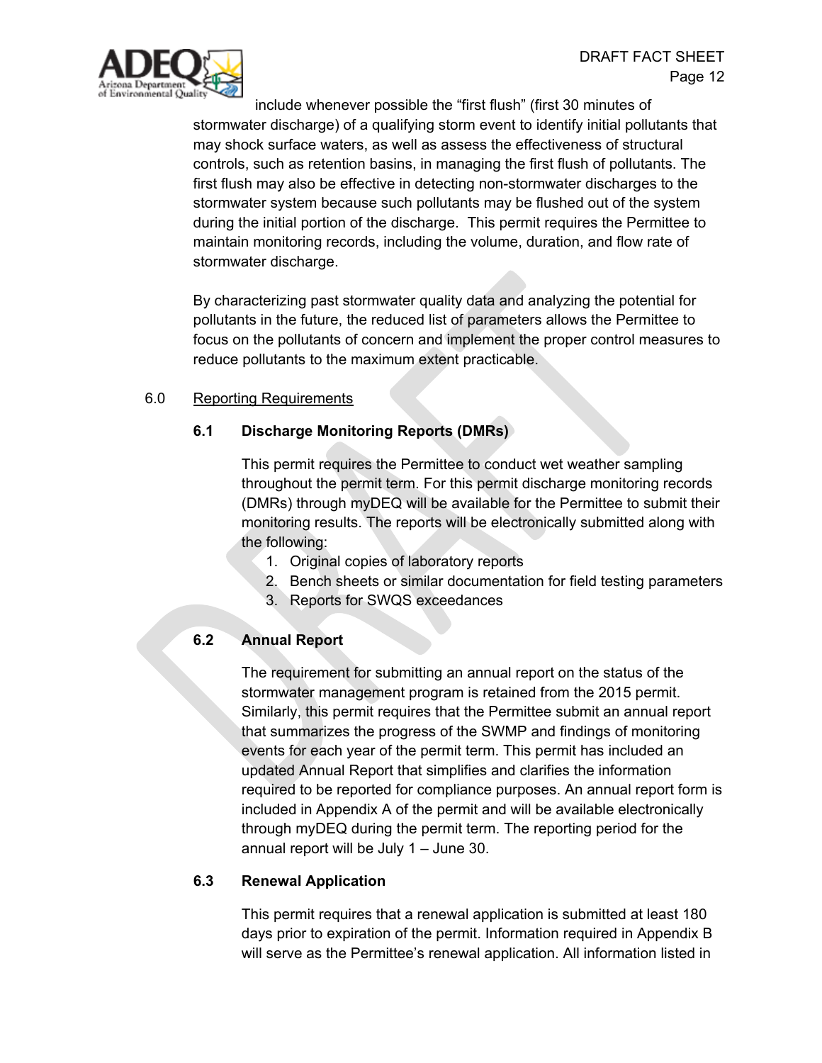include whenever possible the "first flush" (first 30 minutes of stormwater discharge) of a qualifying storm event to identify initial pollutants that may shock surface waters, as well as assess the effectiveness of structural controls, such as retention basins, in managing the first flush of pollutants. The first flush may also be effective in detecting non-stormwater discharges to the stormwater system because such pollutants may be flushed out of the system during the initial portion of the discharge. This permit requires the Permittee to maintain monitoring records, including the volume, duration, and flow rate of stormwater discharge.

By characterizing past stormwater quality data and analyzing the potential for pollutants in the future, the reduced list of parameters allows the Permittee to focus on the pollutants of concern and implement the proper control measures to reduce pollutants to the maximum extent practicable.

## 6.0 Reporting Requirements

### 6.1 Discharge Monitoring Reports (DMRs)

This permit requires the Permittee to conduct wet weather sampling throughout the permit term. For this permit discharge monitoring records (DMRs) through myDEQ will be available for the Permittee to submit their monitoring results. The reports will be electronically submitted along with the following:

1. Original copies of laboratory reports
2. Bench sheets or similar documentation for field testing parameters
3. Reports for SWQS exceedances

### 6.2 Annual Report

The requirement for submitting an annual report on the status of the stormwater management program is retained from the 2015 permit. Similarly, this permit requires that the Permittee submit an annual report that summarizes the progress of the SWMP and findings of monitoring events for each year of the permit term. This permit has included an updated Annual Report that simplifies and clarifies the information required to be reported for compliance purposes. An annual report form is included in Appendix A of the permit and will be available electronically through myDEQ during the permit term. The reporting period for the annual report will be July 1 – June 30.

### 6.3 Renewal Application

This permit requires that a renewal application is submitted at least 180 days prior to expiration of the permit. Information required in Appendix B will serve as the Permittee's renewal application. All information listed in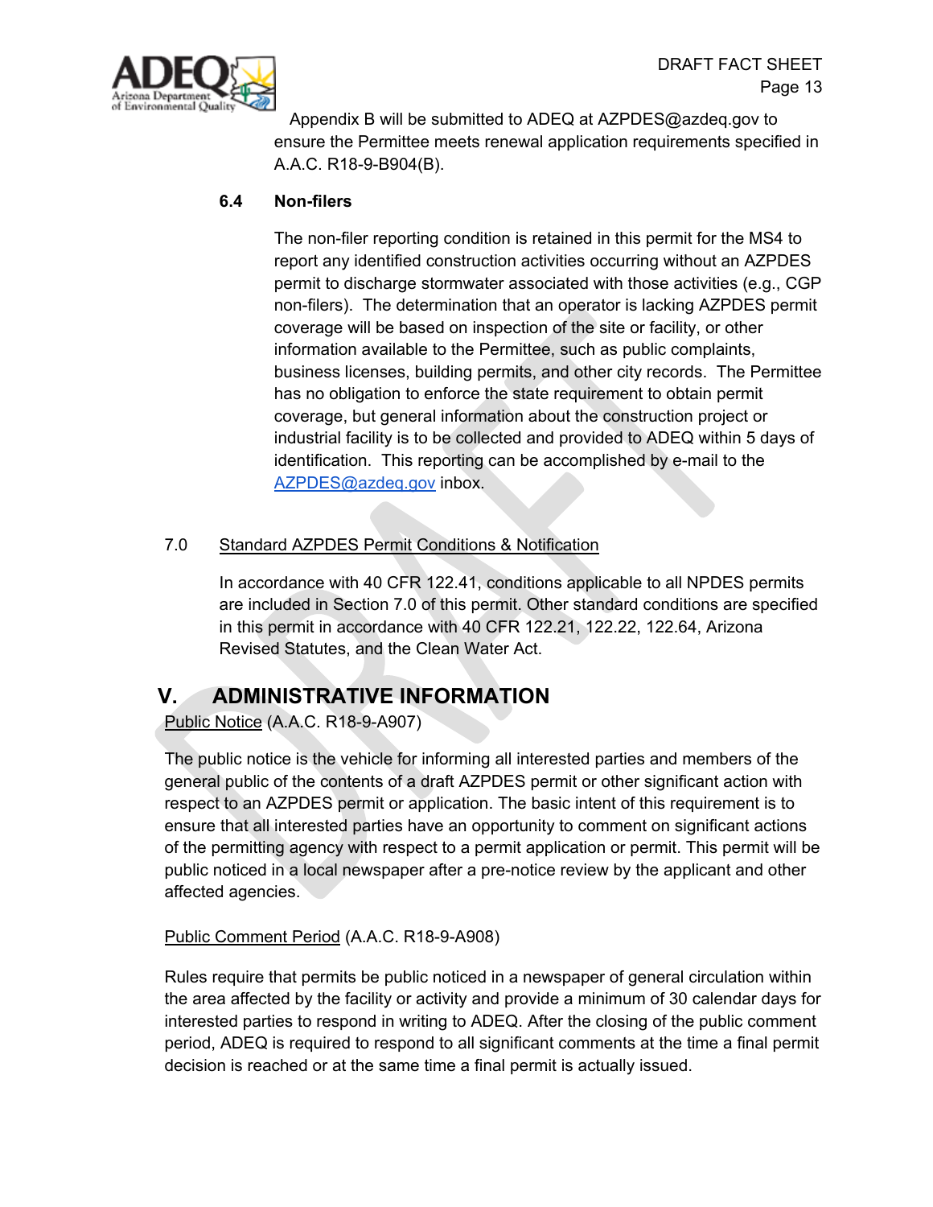Appendix B will be submitted to ADEQ at AZPDES@azdeq.gov to ensure the Permittee meets renewal application requirements specified in A.A.C. R18-9-B904(B).

### 6.4 Non-filers

The non-filer reporting condition is retained in this permit for the MS4 to report any identified construction activities occurring without an AZPDES permit to discharge stormwater associated with those activities (e.g., CGP non-filers). The determination that an operator is lacking AZPDES permit coverage will be based on inspection of the site or facility, or other information available to the Permittee, such as public complaints, business licenses, building permits, and other city records. The Permittee has no obligation to enforce the state requirement to obtain permit coverage, but general information about the construction project or industrial facility is to be collected and provided to ADEQ within 5 days of identification. This reporting can be accomplished by e-mail to the AZPDES@azdeq.gov inbox.

### 7.0 Standard AZPDES Permit Conditions & Notification

In accordance with 40 CFR 122.41, conditions applicable to all NPDES permits are included in Section 7.0 of this permit. Other standard conditions are specified in this permit in accordance with 40 CFR 122.21, 122.22, 122.64, Arizona Revised Statutes, and the Clean Water Act.

## V. ADMINISTRATIVE INFORMATION

Public Notice (A.A.C. R18-9-A907)

The public notice is the vehicle for informing all interested parties and members of the general public of the contents of a draft AZPDES permit or other significant action with respect to an AZPDES permit or application. The basic intent of this requirement is to ensure that all interested parties have an opportunity to comment on significant actions of the permitting agency with respect to a permit application or permit. This permit will be public noticed in a local newspaper after a pre-notice review by the applicant and other affected agencies.

Public Comment Period (A.A.C. R18-9-A908)

Rules require that permits be public noticed in a newspaper of general circulation within the area affected by the facility or activity and provide a minimum of 30 calendar days for interested parties to respond in writing to ADEQ. After the closing of the public comment period, ADEQ is required to respond to all significant comments at the time a final permit decision is reached or at the same time a final permit is actually issued.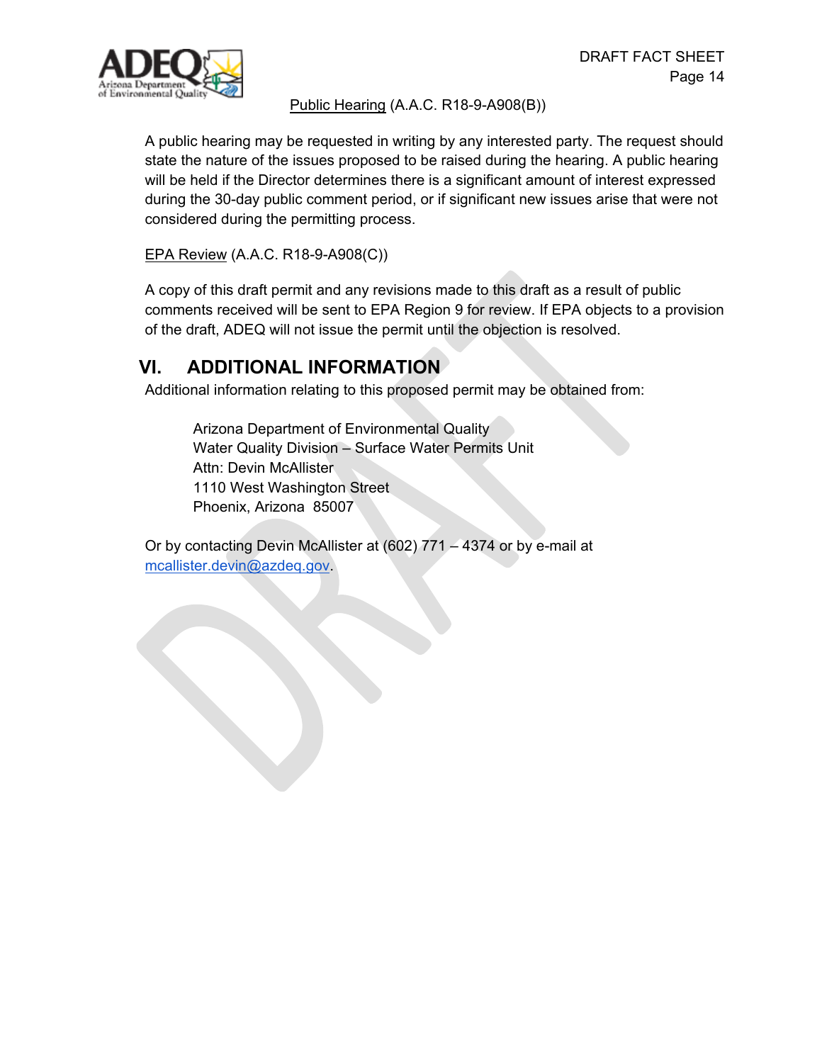Public Hearing (A.A.C. R18-9-A908(B))

A public hearing may be requested in writing by any interested party. The request should state the nature of the issues proposed to be raised during the hearing. A public hearing will be held if the Director determines there is a significant amount of interest expressed during the 30-day public comment period, or if significant new issues arise that were not considered during the permitting process.

EPA Review (A.A.C. R18-9-A908(C))

A copy of this draft permit and any revisions made to this draft as a result of public comments received will be sent to EPA Region 9 for review. If EPA objects to a provision of the draft, ADEQ will not issue the permit until the objection is resolved.

## VI. ADDITIONAL INFORMATION

Additional information relating to this proposed permit may be obtained from:

Arizona Department of Environmental Quality
Water Quality Division – Surface Water Permits Unit
Attn: Devin McAllister
1110 West Washington Street
Phoenix, Arizona 85007

Or by contacting Devin McAllister at (602) 771 – 4374 or by e-mail at mcallister.devin@azdeq.gov.